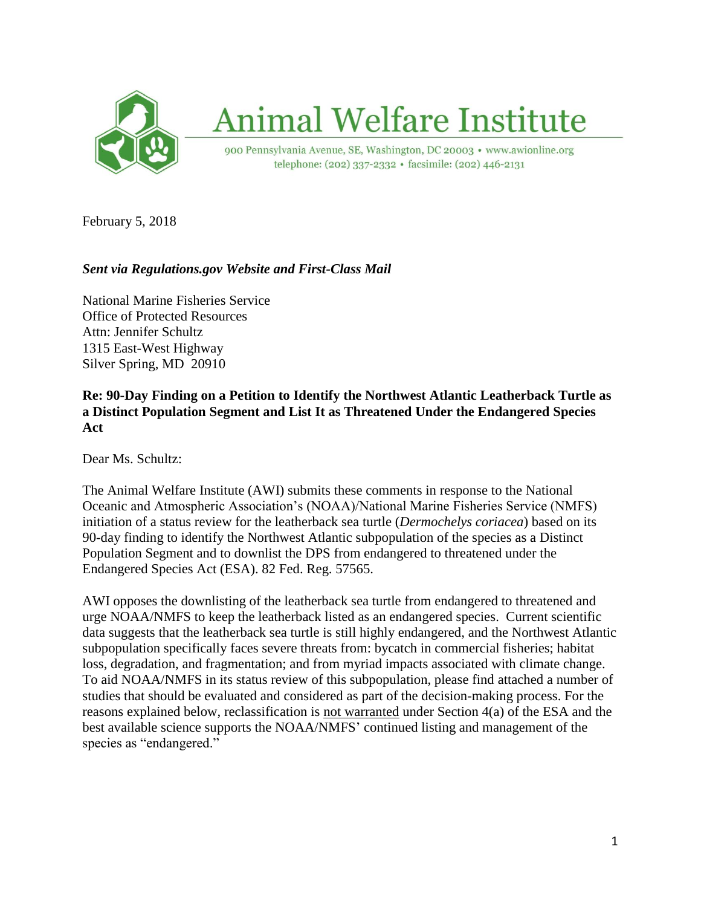# Animal Welfare Institute

900 Pennsylvania Avenue, SE, Washington, DC 20003 • www.awionline.org
telephone: (202) 337-2332 • facsimile: (202) 446-2131

February 5, 2018

***Sent via Regulations.gov Website and First-Class Mail***

National Marine Fisheries Service
Office of Protected Resources
Attn: Jennifer Schultz
1315 East-West Highway
Silver Spring, MD 20910

**Re: 90-Day Finding on a Petition to Identify the Northwest Atlantic Leatherback Turtle as a Distinct Population Segment and List It as Threatened Under the Endangered Species Act**

Dear Ms. Schultz:

The Animal Welfare Institute (AWI) submits these comments in response to the National Oceanic and Atmospheric Association's (NOAA)/National Marine Fisheries Service (NMFS) initiation of a status review for the leatherback sea turtle (*Dermochelys coriacea*) based on its 90-day finding to identify the Northwest Atlantic subpopulation of the species as a Distinct Population Segment and to downlist the DPS from endangered to threatened under the Endangered Species Act (ESA). 82 Fed. Reg. 57565.

AWI opposes the downlisting of the leatherback sea turtle from endangered to threatened and urge NOAA/NMFS to keep the leatherback listed as an endangered species. Current scientific data suggests that the leatherback sea turtle is still highly endangered, and the Northwest Atlantic subpopulation specifically faces severe threats from: bycatch in commercial fisheries; habitat loss, degradation, and fragmentation; and from myriad impacts associated with climate change. To aid NOAA/NMFS in its status review of this subpopulation, please find attached a number of studies that should be evaluated and considered as part of the decision-making process. For the reasons explained below, reclassification is <u>not warranted</u> under Section 4(a) of the ESA and the best available science supports the NOAA/NMFS' continued listing and management of the species as "endangered."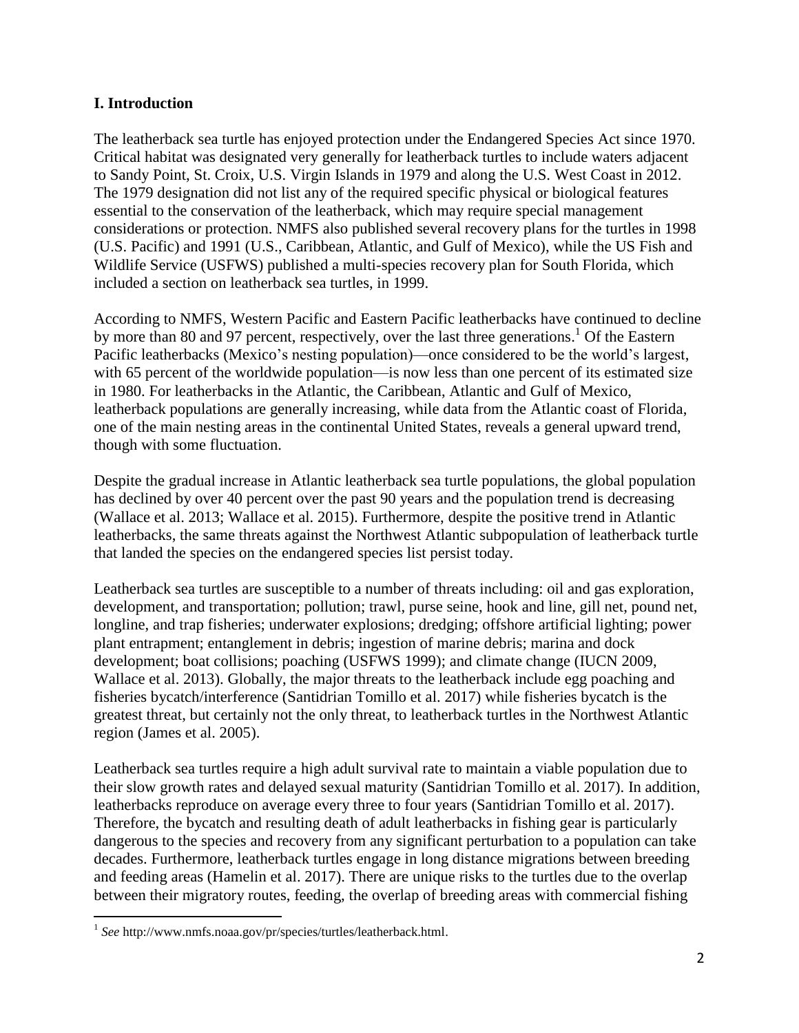## I. Introduction

The leatherback sea turtle has enjoyed protection under the Endangered Species Act since 1970. Critical habitat was designated very generally for leatherback turtles to include waters adjacent to Sandy Point, St. Croix, U.S. Virgin Islands in 1979 and along the U.S. West Coast in 2012. The 1979 designation did not list any of the required specific physical or biological features essential to the conservation of the leatherback, which may require special management considerations or protection. NMFS also published several recovery plans for the turtles in 1998 (U.S. Pacific) and 1991 (U.S., Caribbean, Atlantic, and Gulf of Mexico), while the US Fish and Wildlife Service (USFWS) published a multi-species recovery plan for South Florida, which included a section on leatherback sea turtles, in 1999.

According to NMFS, Western Pacific and Eastern Pacific leatherbacks have continued to decline by more than 80 and 97 percent, respectively, over the last three generations.[1] Of the Eastern Pacific leatherbacks (Mexico's nesting population)—once considered to be the world's largest, with 65 percent of the worldwide population—is now less than one percent of its estimated size in 1980. For leatherbacks in the Atlantic, the Caribbean, Atlantic and Gulf of Mexico, leatherback populations are generally increasing, while data from the Atlantic coast of Florida, one of the main nesting areas in the continental United States, reveals a general upward trend, though with some fluctuation.

Despite the gradual increase in Atlantic leatherback sea turtle populations, the global population has declined by over 40 percent over the past 90 years and the population trend is decreasing (Wallace et al. 2013; Wallace et al. 2015). Furthermore, despite the positive trend in Atlantic leatherbacks, the same threats against the Northwest Atlantic subpopulation of leatherback turtle that landed the species on the endangered species list persist today.

Leatherback sea turtles are susceptible to a number of threats including: oil and gas exploration, development, and transportation; pollution; trawl, purse seine, hook and line, gill net, pound net, longline, and trap fisheries; underwater explosions; dredging; offshore artificial lighting; power plant entrapment; entanglement in debris; ingestion of marine debris; marina and dock development; boat collisions; poaching (USFWS 1999); and climate change (IUCN 2009, Wallace et al. 2013). Globally, the major threats to the leatherback include egg poaching and fisheries bycatch/interference (Santidrian Tomillo et al. 2017) while fisheries bycatch is the greatest threat, but certainly not the only threat, to leatherback turtles in the Northwest Atlantic region (James et al. 2005).

Leatherback sea turtles require a high adult survival rate to maintain a viable population due to their slow growth rates and delayed sexual maturity (Santidrian Tomillo et al. 2017). In addition, leatherbacks reproduce on average every three to four years (Santidrian Tomillo et al. 2017). Therefore, the bycatch and resulting death of adult leatherbacks in fishing gear is particularly dangerous to the species and recovery from any significant perturbation to a population can take decades. Furthermore, leatherback turtles engage in long distance migrations between breeding and feeding areas (Hamelin et al. 2017). There are unique risks to the turtles due to the overlap between their migratory routes, feeding, the overlap of breeding areas with commercial fishing

[1] *See* http://www.nmfs.noaa.gov/pr/species/turtles/leatherback.html.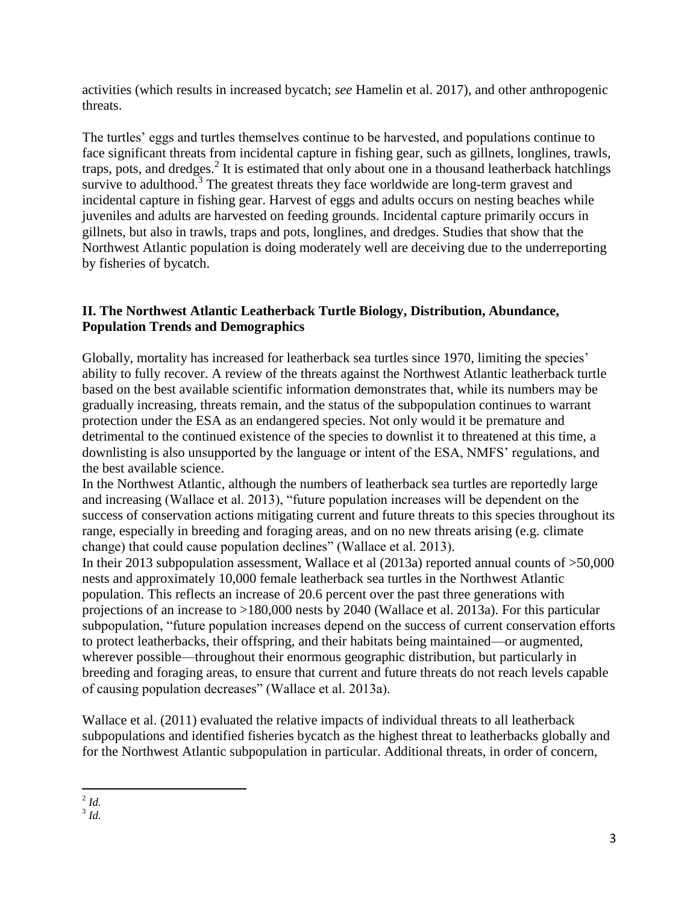activities (which results in increased bycatch; *see* Hamelin et al. 2017), and other anthropogenic threats.

The turtles' eggs and turtles themselves continue to be harvested, and populations continue to face significant threats from incidental capture in fishing gear, such as gillnets, longlines, trawls, traps, pots, and dredges.[2] It is estimated that only about one in a thousand leatherback hatchlings survive to adulthood.[3] The greatest threats they face worldwide are long-term gravest and incidental capture in fishing gear. Harvest of eggs and adults occurs on nesting beaches while juveniles and adults are harvested on feeding grounds. Incidental capture primarily occurs in gillnets, but also in trawls, traps and pots, longlines, and dredges. Studies that show that the Northwest Atlantic population is doing moderately well are deceiving due to the underreporting by fisheries of bycatch.

## II. The Northwest Atlantic Leatherback Turtle Biology, Distribution, Abundance, Population Trends and Demographics

Globally, mortality has increased for leatherback sea turtles since 1970, limiting the species' ability to fully recover. A review of the threats against the Northwest Atlantic leatherback turtle based on the best available scientific information demonstrates that, while its numbers may be gradually increasing, threats remain, and the status of the subpopulation continues to warrant protection under the ESA as an endangered species. Not only would it be premature and detrimental to the continued existence of the species to downlist it to threatened at this time, a downlisting is also unsupported by the language or intent of the ESA, NMFS' regulations, and the best available science.

In the Northwest Atlantic, although the numbers of leatherback sea turtles are reportedly large and increasing (Wallace et al. 2013), "future population increases will be dependent on the success of conservation actions mitigating current and future threats to this species throughout its range, especially in breeding and foraging areas, and on no new threats arising (e.g. climate change) that could cause population declines" (Wallace et al. 2013).

In their 2013 subpopulation assessment, Wallace et al (2013a) reported annual counts of >50,000 nests and approximately 10,000 female leatherback sea turtles in the Northwest Atlantic population. This reflects an increase of 20.6 percent over the past three generations with projections of an increase to >180,000 nests by 2040 (Wallace et al. 2013a). For this particular subpopulation, "future population increases depend on the success of current conservation efforts to protect leatherbacks, their offspring, and their habitats being maintained—or augmented, wherever possible—throughout their enormous geographic distribution, but particularly in breeding and foraging areas, to ensure that current and future threats do not reach levels capable of causing population decreases" (Wallace et al. 2013a).

Wallace et al. (2011) evaluated the relative impacts of individual threats to all leatherback subpopulations and identified fisheries bycatch as the highest threat to leatherbacks globally and for the Northwest Atlantic subpopulation in particular. Additional threats, in order of concern,

---

[2] *Id.*

[3] *Id.*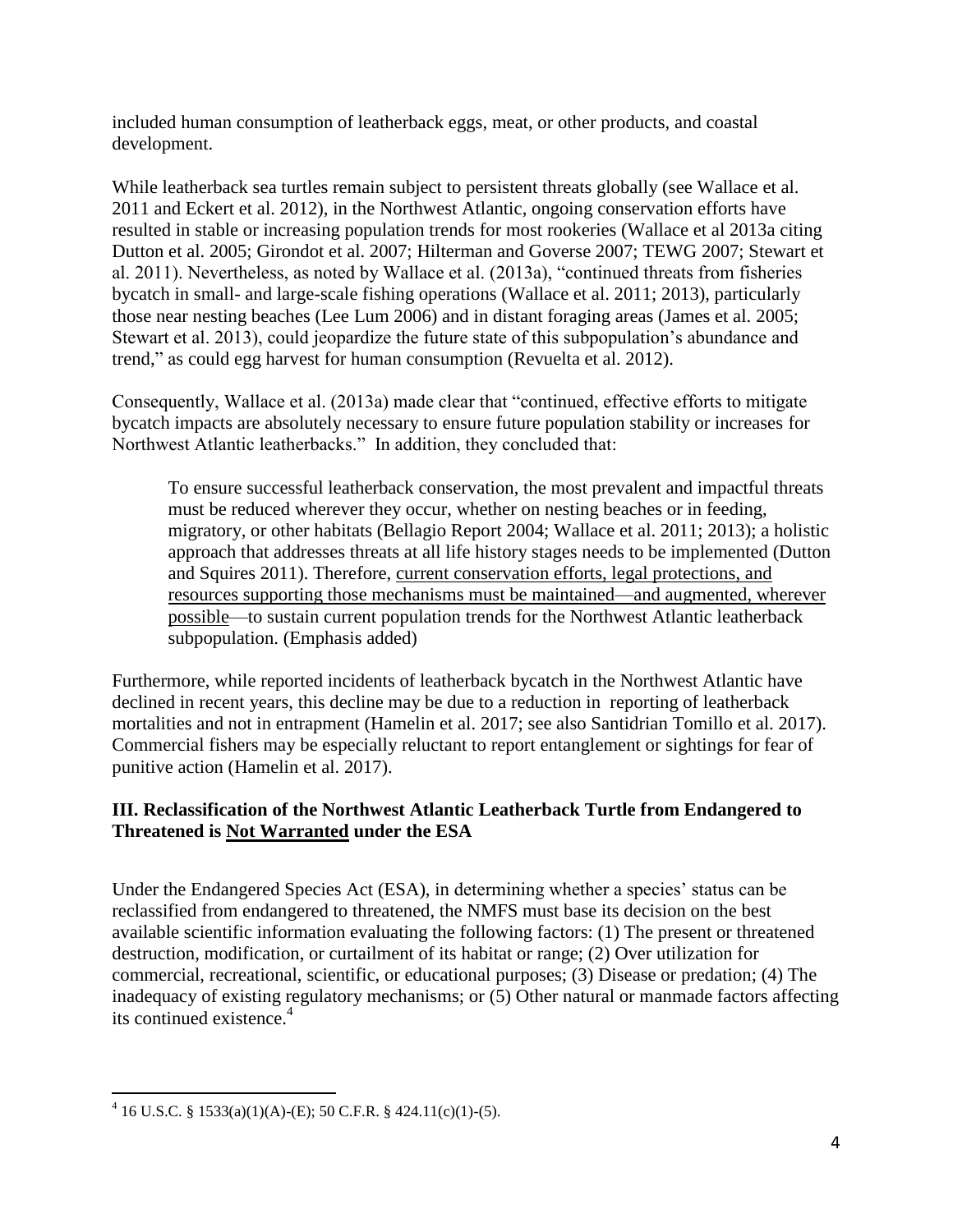included human consumption of leatherback eggs, meat, or other products, and coastal development.

While leatherback sea turtles remain subject to persistent threats globally (see Wallace et al. 2011 and Eckert et al. 2012), in the Northwest Atlantic, ongoing conservation efforts have resulted in stable or increasing population trends for most rookeries (Wallace et al 2013a citing Dutton et al. 2005; Girondot et al. 2007; Hilterman and Goverse 2007; TEWG 2007; Stewart et al. 2011). Nevertheless, as noted by Wallace et al. (2013a), "continued threats from fisheries bycatch in small- and large-scale fishing operations (Wallace et al. 2011; 2013), particularly those near nesting beaches (Lee Lum 2006) and in distant foraging areas (James et al. 2005; Stewart et al. 2013), could jeopardize the future state of this subpopulation's abundance and trend," as could egg harvest for human consumption (Revuelta et al. 2012).

Consequently, Wallace et al. (2013a) made clear that "continued, effective efforts to mitigate bycatch impacts are absolutely necessary to ensure future population stability or increases for Northwest Atlantic leatherbacks." In addition, they concluded that:

> To ensure successful leatherback conservation, the most prevalent and impactful threats must be reduced wherever they occur, whether on nesting beaches or in feeding, migratory, or other habitats (Bellagio Report 2004; Wallace et al. 2011; 2013); a holistic approach that addresses threats at all life history stages needs to be implemented (Dutton and Squires 2011). Therefore, <u>current conservation efforts, legal protections, and resources supporting those mechanisms must be maintained—and augmented, wherever possible</u>—to sustain current population trends for the Northwest Atlantic leatherback subpopulation. (Emphasis added)

Furthermore, while reported incidents of leatherback bycatch in the Northwest Atlantic have declined in recent years, this decline may be due to a reduction in reporting of leatherback mortalities and not in entrapment (Hamelin et al. 2017; see also Santidrian Tomillo et al. 2017). Commercial fishers may be especially reluctant to report entanglement or sightings for fear of punitive action (Hamelin et al. 2017).

## III. Reclassification of the Northwest Atlantic Leatherback Turtle from Endangered to Threatened is <u>Not Warranted</u> under the ESA

Under the Endangered Species Act (ESA), in determining whether a species' status can be reclassified from endangered to threatened, the NMFS must base its decision on the best available scientific information evaluating the following factors: (1) The present or threatened destruction, modification, or curtailment of its habitat or range; (2) Over utilization for commercial, recreational, scientific, or educational purposes; (3) Disease or predation; (4) The inadequacy of existing regulatory mechanisms; or (5) Other natural or manmade factors affecting its continued existence.[4]

---

[4] 16 U.S.C. § 1533(a)(1)(A)-(E); 50 C.F.R. § 424.11(c)(1)-(5).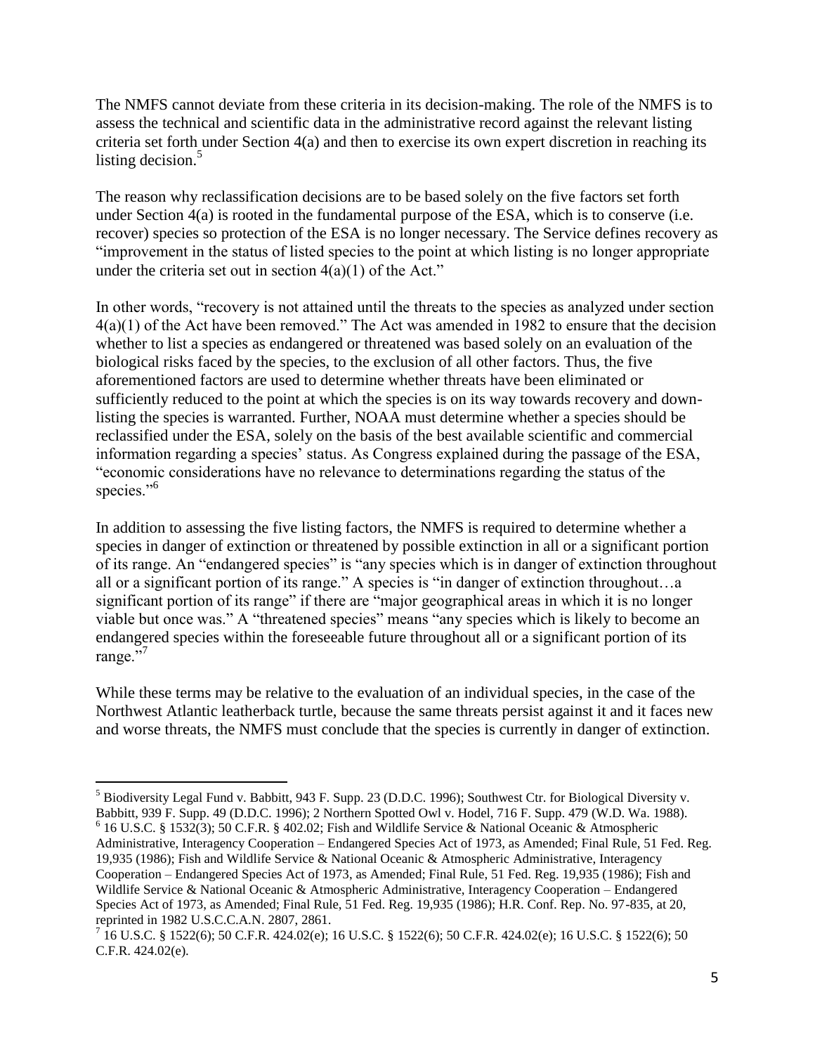The NMFS cannot deviate from these criteria in its decision-making. The role of the NMFS is to assess the technical and scientific data in the administrative record against the relevant listing criteria set forth under Section 4(a) and then to exercise its own expert discretion in reaching its listing decision.[5]

The reason why reclassification decisions are to be based solely on the five factors set forth under Section 4(a) is rooted in the fundamental purpose of the ESA, which is to conserve (i.e. recover) species so protection of the ESA is no longer necessary. The Service defines recovery as "improvement in the status of listed species to the point at which listing is no longer appropriate under the criteria set out in section 4(a)(1) of the Act."

In other words, "recovery is not attained until the threats to the species as analyzed under section 4(a)(1) of the Act have been removed." The Act was amended in 1982 to ensure that the decision whether to list a species as endangered or threatened was based solely on an evaluation of the biological risks faced by the species, to the exclusion of all other factors. Thus, the five aforementioned factors are used to determine whether threats have been eliminated or sufficiently reduced to the point at which the species is on its way towards recovery and down-listing the species is warranted. Further, NOAA must determine whether a species should be reclassified under the ESA, solely on the basis of the best available scientific and commercial information regarding a species' status. As Congress explained during the passage of the ESA, "economic considerations have no relevance to determinations regarding the status of the species."[6]

In addition to assessing the five listing factors, the NMFS is required to determine whether a species in danger of extinction or threatened by possible extinction in all or a significant portion of its range. An "endangered species" is "any species which is in danger of extinction throughout all or a significant portion of its range." A species is "in danger of extinction throughout…a significant portion of its range" if there are "major geographical areas in which it is no longer viable but once was." A "threatened species" means "any species which is likely to become an endangered species within the foreseeable future throughout all or a significant portion of its range."[7]

While these terms may be relative to the evaluation of an individual species, in the case of the Northwest Atlantic leatherback turtle, because the same threats persist against it and it faces new and worse threats, the NMFS must conclude that the species is currently in danger of extinction.

---

[5] Biodiversity Legal Fund v. Babbitt, 943 F. Supp. 23 (D.D.C. 1996); Southwest Ctr. for Biological Diversity v. Babbitt, 939 F. Supp. 49 (D.D.C. 1996); 2 Northern Spotted Owl v. Hodel, 716 F. Supp. 479 (W.D. Wa. 1988).

[6] 16 U.S.C. § 1532(3); 50 C.F.R. § 402.02; Fish and Wildlife Service & National Oceanic & Atmospheric Administrative, Interagency Cooperation – Endangered Species Act of 1973, as Amended; Final Rule, 51 Fed. Reg. 19,935 (1986); Fish and Wildlife Service & National Oceanic & Atmospheric Administrative, Interagency Cooperation – Endangered Species Act of 1973, as Amended; Final Rule, 51 Fed. Reg. 19,935 (1986); Fish and Wildlife Service & National Oceanic & Atmospheric Administrative, Interagency Cooperation – Endangered Species Act of 1973, as Amended; Final Rule, 51 Fed. Reg. 19,935 (1986); H.R. Conf. Rep. No. 97-835, at 20, reprinted in 1982 U.S.C.C.A.N. 2807, 2861.

[7] 16 U.S.C. § 1522(6); 50 C.F.R. 424.02(e); 16 U.S.C. § 1522(6); 50 C.F.R. 424.02(e); 16 U.S.C. § 1522(6); 50 C.F.R. 424.02(e).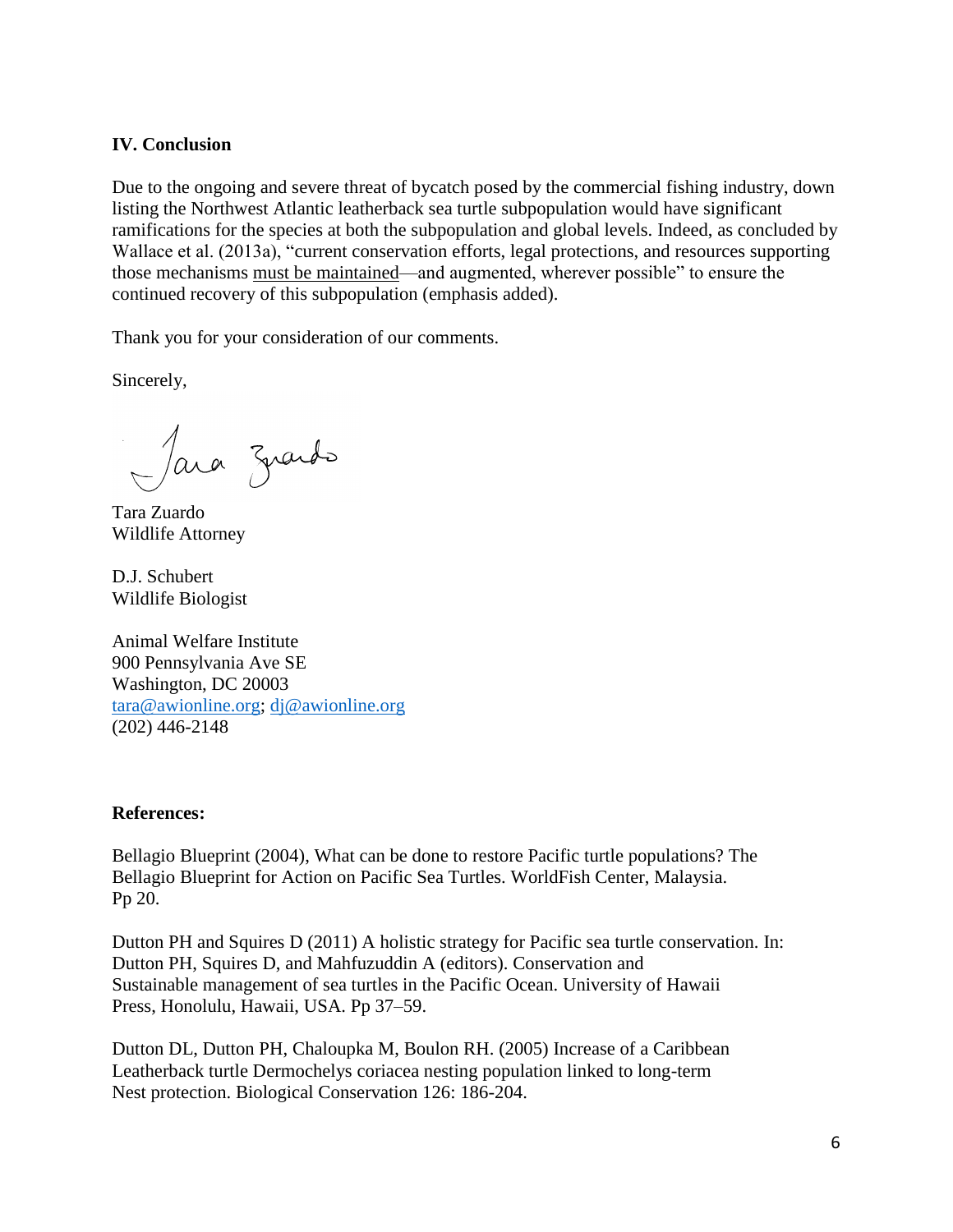### IV. Conclusion

Due to the ongoing and severe threat of bycatch posed by the commercial fishing industry, down listing the Northwest Atlantic leatherback sea turtle subpopulation would have significant ramifications for the species at both the subpopulation and global levels. Indeed, as concluded by Wallace et al. (2013a), "current conservation efforts, legal protections, and resources supporting those mechanisms <u>must be maintained</u>—and augmented, wherever possible" to ensure the continued recovery of this subpopulation (emphasis added).

Thank you for your consideration of our comments.

Sincerely,

Tara Zuardo
Wildlife Attorney

D.J. Schubert
Wildlife Biologist

Animal Welfare Institute
900 Pennsylvania Ave SE
Washington, DC 20003
tara@awionline.org; dj@awionline.org
(202) 446-2148

**References:**

Bellagio Blueprint (2004), What can be done to restore Pacific turtle populations? The Bellagio Blueprint for Action on Pacific Sea Turtles. WorldFish Center, Malaysia. Pp 20.

Dutton PH and Squires D (2011) A holistic strategy for Pacific sea turtle conservation. In: Dutton PH, Squires D, and Mahfuzuddin A (editors). Conservation and Sustainable management of sea turtles in the Pacific Ocean. University of Hawaii Press, Honolulu, Hawaii, USA. Pp 37–59.

Dutton DL, Dutton PH, Chaloupka M, Boulon RH. (2005) Increase of a Caribbean Leatherback turtle Dermochelys coriacea nesting population linked to long-term Nest protection. Biological Conservation 126: 186-204.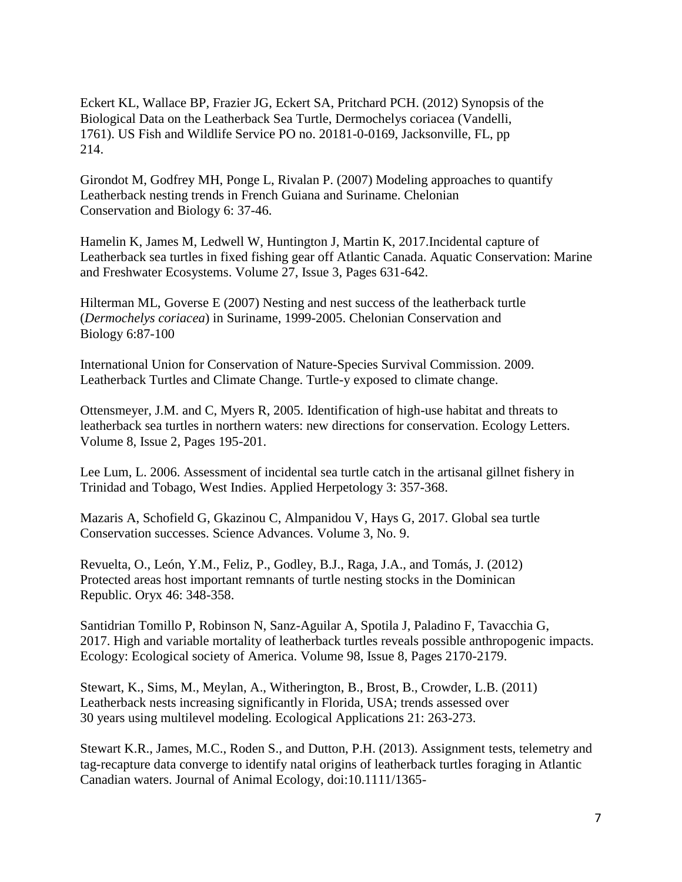Eckert KL, Wallace BP, Frazier JG, Eckert SA, Pritchard PCH. (2012) Synopsis of the Biological Data on the Leatherback Sea Turtle, Dermochelys coriacea (Vandelli, 1761). US Fish and Wildlife Service PO no. 20181-0-0169, Jacksonville, FL, pp 214.

Girondot M, Godfrey MH, Ponge L, Rivalan P. (2007) Modeling approaches to quantify Leatherback nesting trends in French Guiana and Suriname. Chelonian Conservation and Biology 6: 37-46.

Hamelin K, James M, Ledwell W, Huntington J, Martin K, 2017.Incidental capture of Leatherback sea turtles in fixed fishing gear off Atlantic Canada. Aquatic Conservation: Marine and Freshwater Ecosystems. Volume 27, Issue 3, Pages 631-642.

Hilterman ML, Goverse E (2007) Nesting and nest success of the leatherback turtle (*Dermochelys coriacea*) in Suriname, 1999-2005. Chelonian Conservation and Biology 6:87-100

International Union for Conservation of Nature-Species Survival Commission. 2009. Leatherback Turtles and Climate Change. Turtle-y exposed to climate change.

Ottensmeyer, J.M. and C, Myers R, 2005. Identification of high-use habitat and threats to leatherback sea turtles in northern waters: new directions for conservation. Ecology Letters. Volume 8, Issue 2, Pages 195-201.

Lee Lum, L. 2006. Assessment of incidental sea turtle catch in the artisanal gillnet fishery in Trinidad and Tobago, West Indies. Applied Herpetology 3: 357-368.

Mazaris A, Schofield G, Gkazinou C, Almpanidou V, Hays G, 2017. Global sea turtle Conservation successes. Science Advances. Volume 3, No. 9.

Revuelta, O., León, Y.M., Feliz, P., Godley, B.J., Raga, J.A., and Tomás, J. (2012) Protected areas host important remnants of turtle nesting stocks in the Dominican Republic. Oryx 46: 348-358.

Santidrian Tomillo P, Robinson N, Sanz-Aguilar A, Spotila J, Paladino F, Tavacchia G, 2017. High and variable mortality of leatherback turtles reveals possible anthropogenic impacts. Ecology: Ecological society of America. Volume 98, Issue 8, Pages 2170-2179.

Stewart, K., Sims, M., Meylan, A., Witherington, B., Brost, B., Crowder, L.B. (2011) Leatherback nests increasing significantly in Florida, USA; trends assessed over 30 years using multilevel modeling. Ecological Applications 21: 263-273.

Stewart K.R., James, M.C., Roden S., and Dutton, P.H. (2013). Assignment tests, telemetry and tag-recapture data converge to identify natal origins of leatherback turtles foraging in Atlantic Canadian waters. Journal of Animal Ecology, doi:10.1111/1365-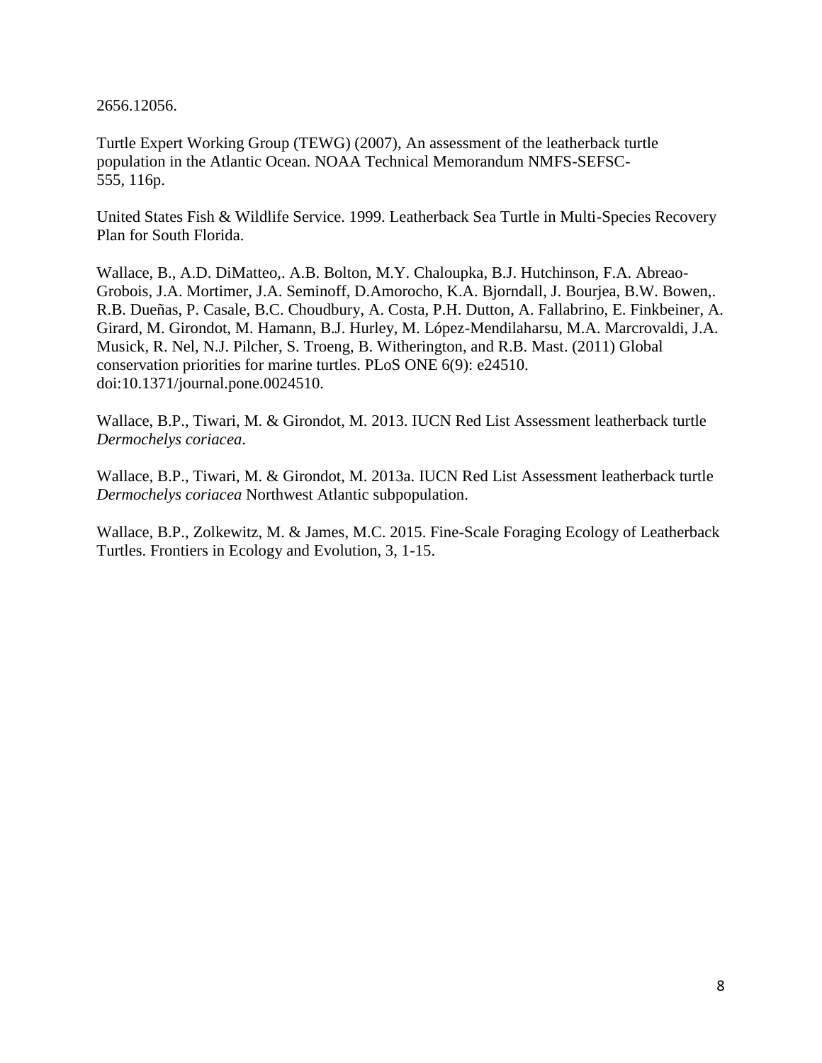2656.12056.

Turtle Expert Working Group (TEWG) (2007), An assessment of the leatherback turtle population in the Atlantic Ocean. NOAA Technical Memorandum NMFS-SEFSC-555, 116p.

United States Fish & Wildlife Service. 1999. Leatherback Sea Turtle in Multi-Species Recovery Plan for South Florida.

Wallace, B., A.D. DiMatteo,. A.B. Bolton, M.Y. Chaloupka, B.J. Hutchinson, F.A. Abreao-Grobois, J.A. Mortimer, J.A. Seminoff, D.Amorocho, K.A. Bjorndall, J. Bourjea, B.W. Bowen,. R.B. Dueñas, P. Casale, B.C. Choudbury, A. Costa, P.H. Dutton, A. Fallabrino, E. Finkbeiner, A. Girard, M. Girondot, M. Hamann, B.J. Hurley, M. López-Mendilaharsu, M.A. Marcrovaldi, J.A. Musick, R. Nel, N.J. Pilcher, S. Troeng, B. Witherington, and R.B. Mast. (2011) Global conservation priorities for marine turtles. PLoS ONE 6(9): e24510. doi:10.1371/journal.pone.0024510.

Wallace, B.P., Tiwari, M. & Girondot, M. 2013. IUCN Red List Assessment leatherback turtle *Dermochelys coriacea*.

Wallace, B.P., Tiwari, M. & Girondot, M. 2013a. IUCN Red List Assessment leatherback turtle *Dermochelys coriacea* Northwest Atlantic subpopulation.

Wallace, B.P., Zolkewitz, M. & James, M.C. 2015. Fine-Scale Foraging Ecology of Leatherback Turtles. Frontiers in Ecology and Evolution, 3, 1-15.